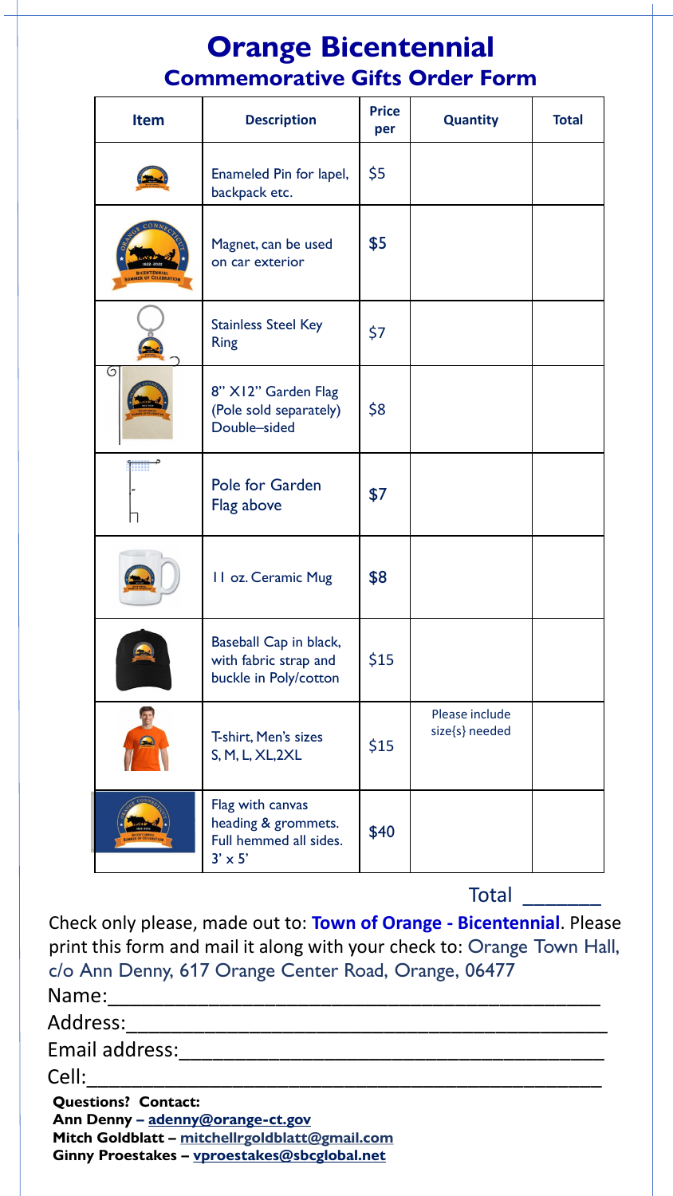# Orange Bicentennial

## Commemorative Gifts Order Form

| Item | Description | Price per | Quantity | Total |
|---|---|---|---|---|
| | Enameled Pin for lapel, backpack etc. | $5 | | |
| | Magnet, can be used on car exterior | $5 | | |
| | Stainless Steel Key Ring | $7 | | |
| | 8" X12" Garden Flag (Pole sold separately) Double–sided | $8 | | |
| | Pole for Garden Flag above | $7 | | |
| | 11 oz. Ceramic Mug | $8 | | |
| | Baseball Cap in black, with fabric strap and buckle in Poly/cotton | $15 | | |
| | T-shirt, Men's sizes S, M, L, XL,2XL | $15 | Please include size{s} needed | |
| | Flag with canvas heading & grommets. Full hemmed all sides. 3' x 5' | $40 | | |

Total _______

Check only please, made out to: **Town of Orange - Bicentennial**. Please print this form and mail it along with your check to: Orange Town Hall, c/o Ann Denny, 617 Orange Center Road, Orange, 06477

Name:_______________________________________________

Address:_____________________________________________

Email address:________________________________________

Cell:_________________________________________________

**Questions? Contact:**
**Ann Denny – adenny@orange-ct.gov**
**Mitch Goldblatt – mitchellrgoldblatt@gmail.com**
**Ginny Proestakes – vproestakes@sbcglobal.net**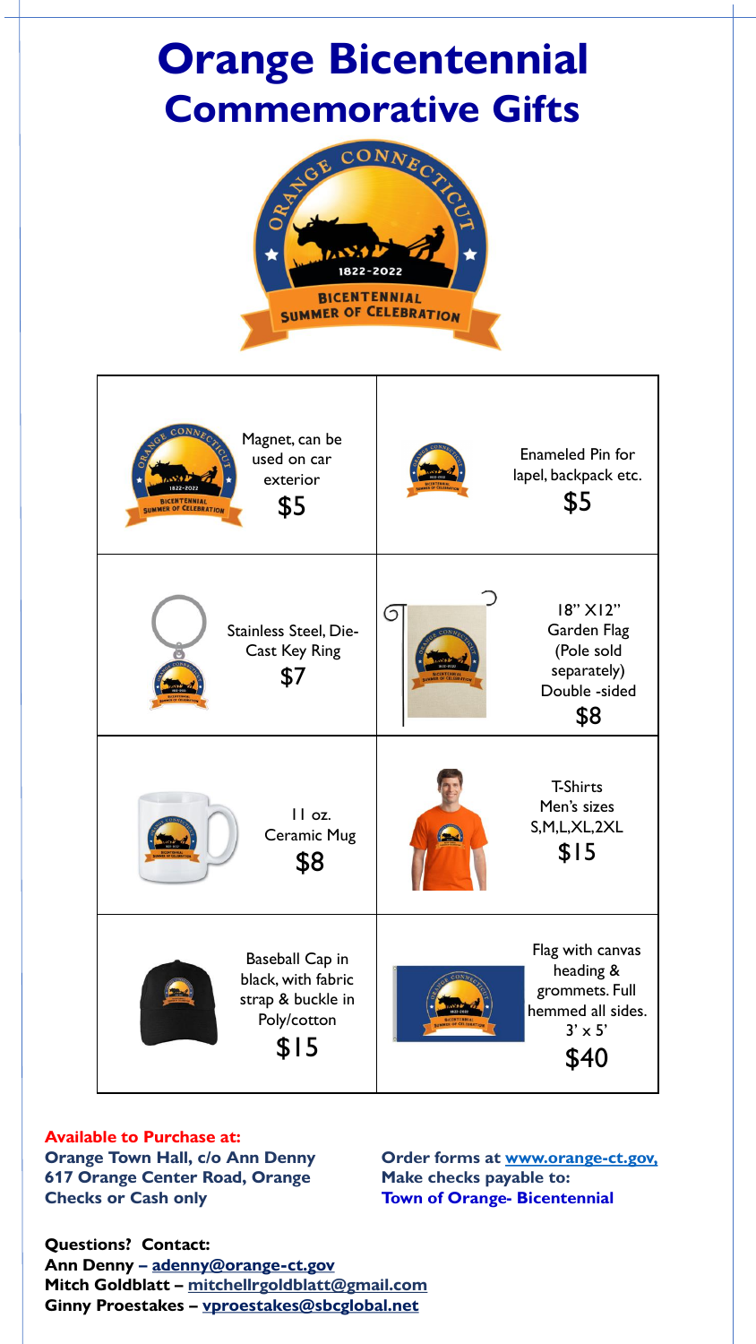# Orange Bicentennial
## Commemorative Gifts

| | |
|---|---|
| Magnet, can be used on car exterior **$5** | Enameled Pin for lapel, backpack etc. **$5** |
| Stainless Steel, Die-Cast Key Ring **$7** | 18" X12" Garden Flag (Pole sold separately) Double -sided **$8** |
| 11 oz. Ceramic Mug **$8** | T-Shirts Men's sizes S,M,L,XL,2XL **$15** |
| Baseball Cap in black, with fabric strap & buckle in Poly/cotton **$15** | Flag with canvas heading & grommets. Full hemmed all sides. 3' x 5' **$40** |

**Available to Purchase at:**
**Orange Town Hall, c/o Ann Denny**
**617 Orange Center Road, Orange**
**Checks or Cash only**

**Order forms at www.orange-ct.gov,**
**Make checks payable to:**
**Town of Orange- Bicentennial**

**Questions? Contact:**
**Ann Denny – adenny@orange-ct.gov**
**Mitch Goldblatt – mitchellrgoldblatt@gmail.com**
**Ginny Proestakes – vproestakes@sbcglobal.net**